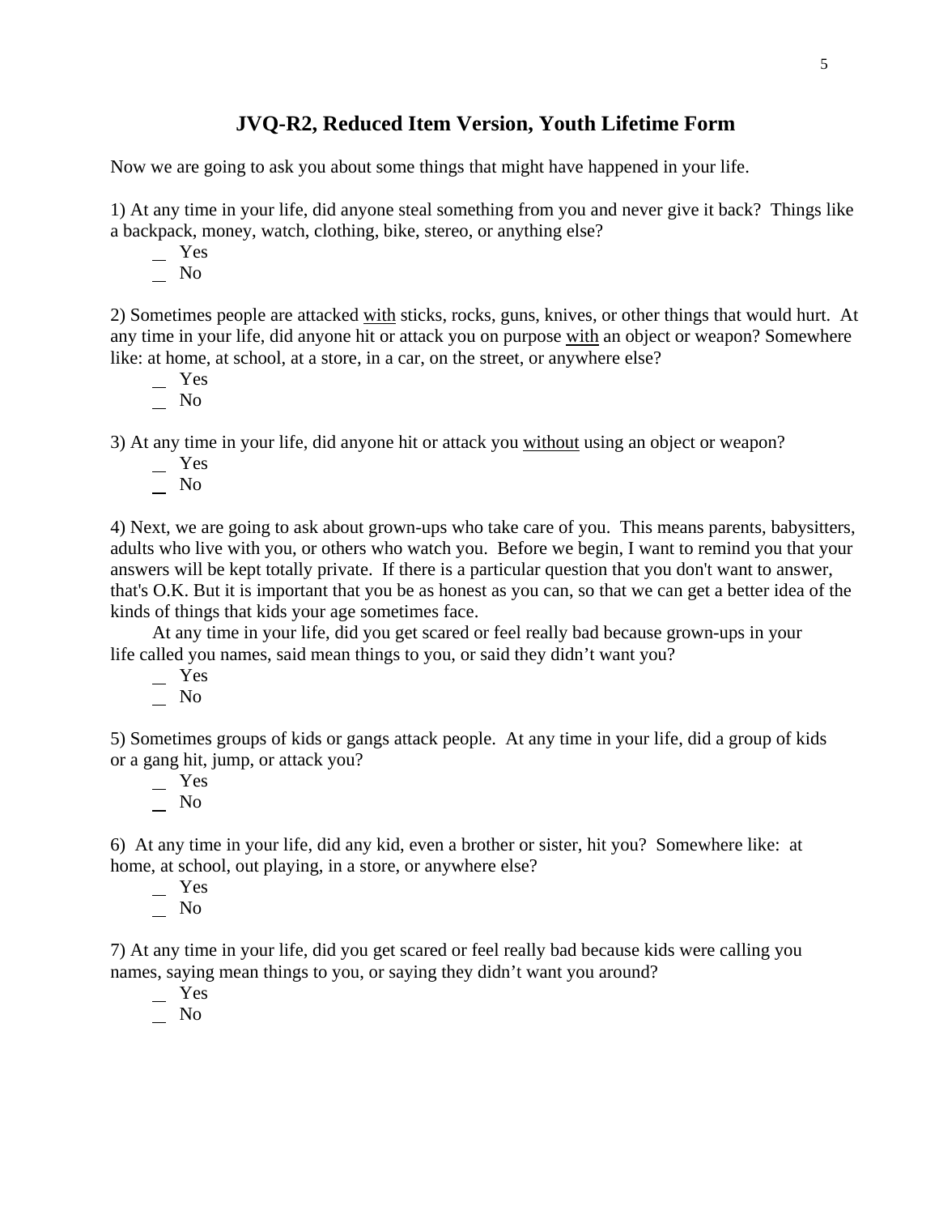## JVQ-R2, Reduced Item Version, Youth Lifetime Form

Now we are going to ask you about some things that might have happened in your life.

1) At any time in your life, did anyone steal something from you and never give it back? Things like a backpack, money, watch, clothing, bike, stereo, or anything else?

_ Yes
_ No

2) Sometimes people are attacked <u>with</u> sticks, rocks, guns, knives, or other things that would hurt. At any time in your life, did anyone hit or attack you on purpose <u>with</u> an object or weapon? Somewhere like: at home, at school, at a store, in a car, on the street, or anywhere else?

_ Yes
_ No

3) At any time in your life, did anyone hit or attack you <u>without</u> using an object or weapon?

_ Yes
_ No

4) Next, we are going to ask about grown-ups who take care of you. This means parents, babysitters, adults who live with you, or others who watch you. Before we begin, I want to remind you that your answers will be kept totally private. If there is a particular question that you don't want to answer, that's O.K. But it is important that you be as honest as you can, so that we can get a better idea of the kinds of things that kids your age sometimes face.

At any time in your life, did you get scared or feel really bad because grown-ups in your life called you names, said mean things to you, or said they didn't want you?

_ Yes
_ No

5) Sometimes groups of kids or gangs attack people. At any time in your life, did a group of kids or a gang hit, jump, or attack you?

_ Yes
_ No

6) At any time in your life, did any kid, even a brother or sister, hit you? Somewhere like: at home, at school, out playing, in a store, or anywhere else?

_ Yes
_ No

7) At any time in your life, did you get scared or feel really bad because kids were calling you names, saying mean things to you, or saying they didn't want you around?

_ Yes
_ No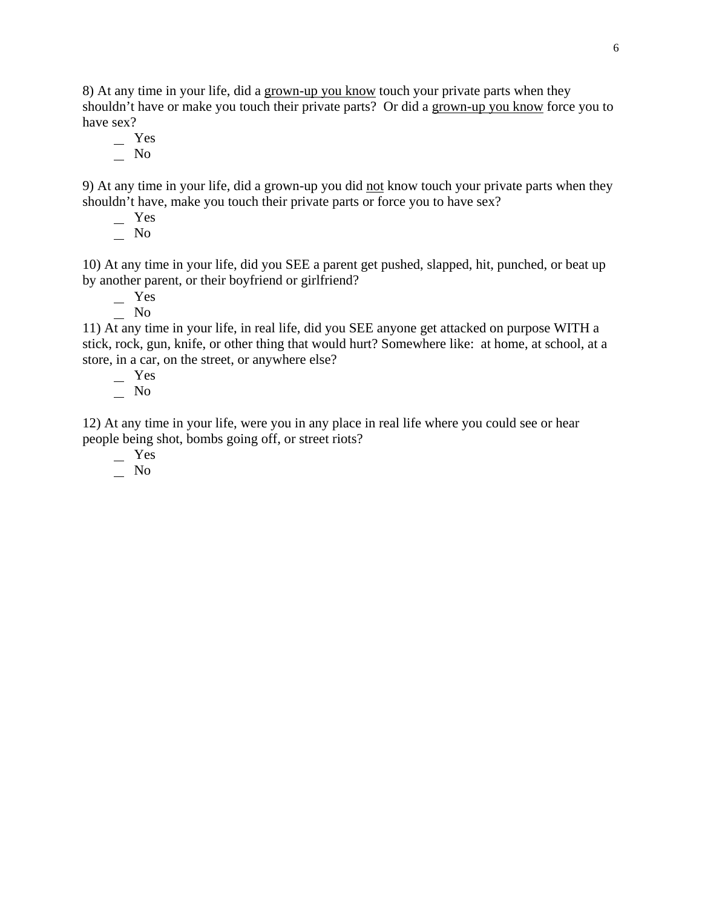8) At any time in your life, did a <u>grown-up you know</u> touch your private parts when they shouldn't have or make you touch their private parts?  Or did a <u>grown-up you know</u> force you to have sex?

- __ Yes
- __ No

9) At any time in your life, did a grown-up you did <u>not</u> know touch your private parts when they shouldn't have, make you touch their private parts or force you to have sex?

- __ Yes
- __ No

10) At any time in your life, did you SEE a parent get pushed, slapped, hit, punched, or beat up by another parent, or their boyfriend or girlfriend?

- __ Yes
- __ No

11) At any time in your life, in real life, did you SEE anyone get attacked on purpose WITH a stick, rock, gun, knife, or other thing that would hurt? Somewhere like:  at home, at school, at a store, in a car, on the street, or anywhere else?

- __ Yes
- __ No

12) At any time in your life, were you in any place in real life where you could see or hear people being shot, bombs going off, or street riots?

- __ Yes
- __ No